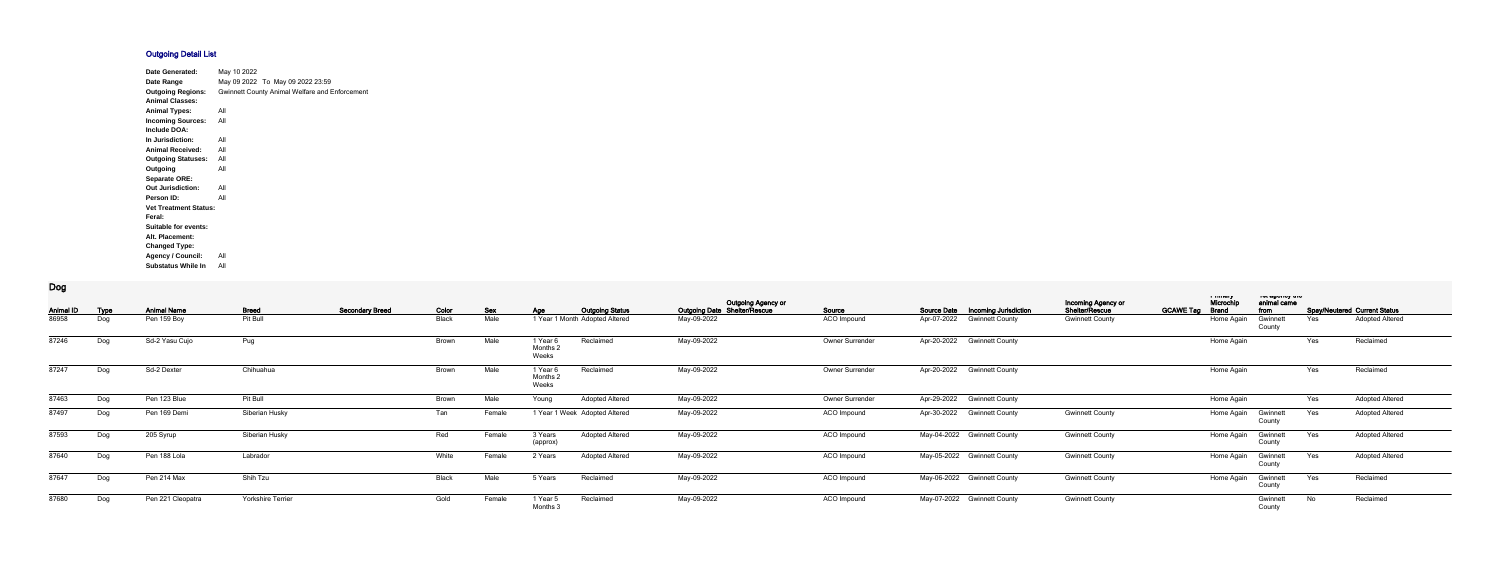# Outgoing Detail List

| | |
|---|---|
| **Date Generated:** | May 10 2022 |
| **Date Range** | May 09 2022 To May 09 2022 23:59 |
| **Outgoing Regions:** | Gwinnett County Animal Welfare and Enforcement |
| **Animal Classes:** | |
| **Animal Types:** | All |
| **Incoming Sources:** | All |
| **Include DOA:** | |
| **In Jurisdiction:** | All |
| **Animal Received:** | All |
| **Outgoing Statuses:** | All |
| **Outgoing** | All |
| **Separate ORE:** | |
| **Out Jurisdiction:** | All |
| **Person ID:** | All |
| **Vet Treatment Status:** | |
| **Feral:** | |
| **Suitable for events:** | |
| **Alt. Placement:** | |
| **Changed Type:** | |
| **Agency / Council:** | All |
| **Substatus While In** | All |

## Dog

| Animal ID | Type | Animal Name | Breed | Secondary Breed | Color | Sex | Age | Outgoing Status | Outgoing Date | Outgoing Agency or Shelter/Rescue | Source | Source Date | Incoming Jurisdiction | Incoming Agency or Shelter/Rescue | GCAWE Tag | Primary Microchip Brand | Agency the animal came from | Spay/Neutered | Current Status |
|---|---|---|---|---|---|---|---|---|---|---|---|---|---|---|---|---|---|---|---|
| 86958 | Dog | Pen 159 Boy | Pit Bull | | Black | Male | 1 Year 1 Month | Adopted Altered | May-09-2022 | | ACO Impound | Apr-07-2022 | Gwinnett County | Gwinnett County | | Home Again | Gwinnett County | Yes | Adopted Altered |
| 87246 | Dog | Sd-2 Yasu Cujo | Pug | | Brown | Male | 1 Year 6 Months 2 Weeks | Reclaimed | May-09-2022 | | Owner Surrender | Apr-20-2022 | Gwinnett County | | | Home Again | | Yes | Reclaimed |
| 87247 | Dog | Sd-2 Dexter | Chihuahua | | Brown | Male | 1 Year 6 Months 2 Weeks | Reclaimed | May-09-2022 | | Owner Surrender | Apr-20-2022 | Gwinnett County | | | Home Again | | Yes | Reclaimed |
| 87463 | Dog | Pen 123 Blue | Pit Bull | | Brown | Male | Young | Adopted Altered | May-09-2022 | | Owner Surrender | Apr-29-2022 | Gwinnett County | | | Home Again | | Yes | Adopted Altered |
| 87497 | Dog | Pen 169 Demi | Siberian Husky | | Tan | Female | 1 Year 1 Week | Adopted Altered | May-09-2022 | | ACO Impound | Apr-30-2022 | Gwinnett County | Gwinnett County | | Home Again | Gwinnett County | Yes | Adopted Altered |
| 87593 | Dog | 205 Syrup | Siberian Husky | | Red | Female | 3 Years (approx) | Adopted Altered | May-09-2022 | | ACO Impound | May-04-2022 | Gwinnett County | Gwinnett County | | Home Again | Gwinnett County | Yes | Adopted Altered |
| 87640 | Dog | Pen 188 Lola | Labrador | | White | Female | 2 Years | Adopted Altered | May-09-2022 | | ACO Impound | May-05-2022 | Gwinnett County | Gwinnett County | | Home Again | Gwinnett County | Yes | Adopted Altered |
| 87647 | Dog | Pen 214 Max | Shih Tzu | | Black | Male | 5 Years | Reclaimed | May-09-2022 | | ACO Impound | May-06-2022 | Gwinnett County | Gwinnett County | | Home Again | Gwinnett County | Yes | Reclaimed |
| 87680 | Dog | Pen 221 Cleopatra | Yorkshire Terrier | | Gold | Female | 1 Year 5 Months 3 | Reclaimed | May-09-2022 | | ACO Impound | May-07-2022 | Gwinnett County | Gwinnett County | | | Gwinnett County | No | Reclaimed |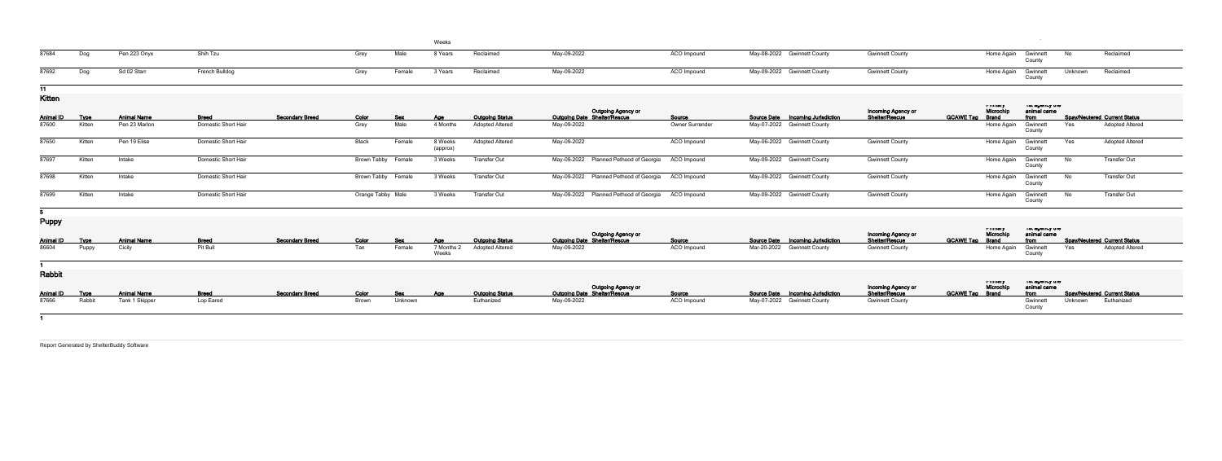| Animal ID | Type | Animal Name | Breed | Secondary Breed | Color | Sex | Age | Outgoing Status | Outgoing Date | Outgoing Agency or Shelter/Rescue | Source | Source Date | Incoming Jurisdiction | Incoming Agency or Shelter/Rescue | GCAWE Tag | Primary Microchip Brand | 1st agency the animal came from | Spay/Neutered | Current Status |
|---|---|---|---|---|---|---|---|---|---|---|---|---|---|---|---|---|---|---|---|
| | | | | | | | Weeks | | | | | | | | | | | | |
| 87684 | Dog | Pen 223 Onyx | Shih Tzu | | Grey | Male | 8 Years | Reclaimed | May-09-2022 | | ACO Impound | May-08-2022 | Gwinnett County | Gwinnett County | | Home Again | Gwinnett County | No | Reclaimed |
| 87692 | Dog | Sd 02 Starr | French Bulldog | | Grey | Female | 3 Years | Reclaimed | May-09-2022 | | ACO Impound | May-09-2022 | Gwinnett County | Gwinnett County | | Home Again | Gwinnett County | Unknown | Reclaimed |

11

## Kitten

| Animal ID | Type | Animal Name | Breed | Secondary Breed | Color | Sex | Age | Outgoing Status | Outgoing Date | Outgoing Agency or Shelter/Rescue | Source | Source Date | Incoming Jurisdiction | Incoming Agency or Shelter/Rescue | GCAWE Tag | Primary Microchip Brand | 1st agency the animal came from | Spay/Neutered | Current Status |
|---|---|---|---|---|---|---|---|---|---|---|---|---|---|---|---|---|---|---|---|
| 87600 | Kitten | Pen 23 Marlon | Domestic Short Hair | | Grey | Male | 4 Months | Adopted Altered | May-09-2022 | | Owner Surrender | May-07-2022 | Gwinnett County | | | Home Again | Gwinnett County | Yes | Adopted Altered |
| 87650 | Kitten | Pen 19 Elise | Domestic Short Hair | | Black | Female | 8 Weeks (approx) | Adopted Altered | May-09-2022 | | ACO Impound | May-06-2022 | Gwinnett County | Gwinnett County | | Home Again | Gwinnett County | Yes | Adopted Altered |
| 87697 | Kitten | Intake | Domestic Short Hair | | Brown Tabby | Female | 3 Weeks | Transfer Out | May-09-2022 | Planned Pethood of Georgia | ACO Impound | May-09-2022 | Gwinnett County | Gwinnett County | | Home Again | Gwinnett County | No | Transfer Out |
| 87698 | Kitten | Intake | Domestic Short Hair | | Brown Tabby | Female | 3 Weeks | Transfer Out | May-09-2022 | Planned Pethood of Georgia | ACO Impound | May-09-2022 | Gwinnett County | Gwinnett County | | Home Again | Gwinnett County | No | Transfer Out |
| 87699 | Kitten | Intake | Domestic Short Hair | | Orange Tabby | Male | 3 Weeks | Transfer Out | May-09-2022 | Planned Pethood of Georgia | ACO Impound | May-09-2022 | Gwinnett County | Gwinnett County | | Home Again | Gwinnett County | No | Transfer Out |

5

## Puppy

| Animal ID | Type | Animal Name | Breed | Secondary Breed | Color | Sex | Age | Outgoing Status | Outgoing Date | Outgoing Agency or Shelter/Rescue | Source | Source Date | Incoming Jurisdiction | Incoming Agency or Shelter/Rescue | GCAWE Tag | Primary Microchip Brand | 1st agency the animal came from | Spay/Neutered | Current Status |
|---|---|---|---|---|---|---|---|---|---|---|---|---|---|---|---|---|---|---|---|
| 86604 | Puppy | Cicily | Pit Bull | | Tan | Female | 7 Months 2 Weeks | Adopted Altered | May-09-2022 | | ACO Impound | Mar-20-2022 | Gwinnett County | Gwinnett County | | Home Again | Gwinnett County | Yes | Adopted Altered |

1

## Rabbit

| Animal ID | Type | Animal Name | Breed | Secondary Breed | Color | Sex | Age | Outgoing Status | Outgoing Date | Outgoing Agency or Shelter/Rescue | Source | Source Date | Incoming Jurisdiction | Incoming Agency or Shelter/Rescue | GCAWE Tag | Primary Microchip Brand | 1st agency the animal came from | Spay/Neutered | Current Status |
|---|---|---|---|---|---|---|---|---|---|---|---|---|---|---|---|---|---|---|---|
| 87666 | Rabbit | Tank 1 Skipper | Lop Eared | | Brown | Unknown | | Euthanized | May-09-2022 | | ACO Impound | May-07-2022 | Gwinnett County | Gwinnett County | | | Gwinnett County | Unknown | Euthanized |

1

Report Generated by ShelterBuddy Software